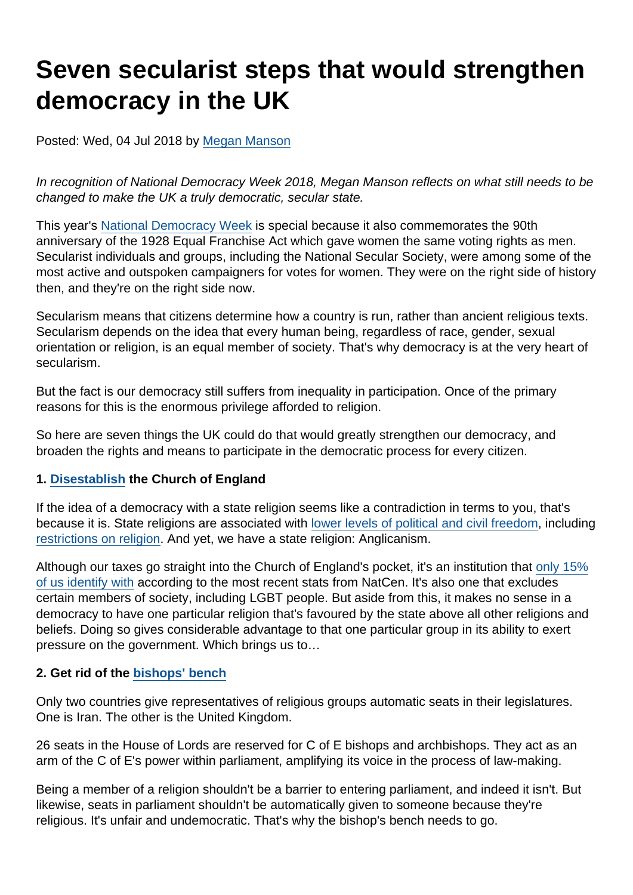# Seven secularist steps that would strengthen democracy in the UK

Posted: Wed, 04 Jul 2018 by Megan Manson

*In recognition of National Democracy Week 2018, Megan Manson reflects on what still needs to be changed to make the UK a truly democratic, secular state.*

This year's National Democracy Week is special because it also commemorates the 90th anniversary of the 1928 Equal Franchise Act which gave women the same voting rights as men. Secularist individuals and groups, including the National Secular Society, were among some of the most active and outspoken campaigners for votes for women. They were on the right side of history then, and they're on the right side now.

Secularism means that citizens determine how a country is run, rather than ancient religious texts. Secularism depends on the idea that every human being, regardless of race, gender, sexual orientation or religion, is an equal member of society. That's why democracy is at the very heart of secularism.

But the fact is our democracy still suffers from inequality in participation. Once of the primary reasons for this is the enormous privilege afforded to religion.

So here are seven things the UK could do that would greatly strengthen our democracy, and broaden the rights and means to participate in the democratic process for every citizen.

**1. Disestablish the Church of England**

If the idea of a democracy with a state religion seems like a contradiction in terms to you, that's because it is. State religions are associated with lower levels of political and civil freedom, including restrictions on religion. And yet, we have a state religion: Anglicanism.

Although our taxes go straight into the Church of England's pocket, it's an institution that only 15% of us identify with according to the most recent stats from NatCen. It's also one that excludes certain members of society, including LGBT people. But aside from this, it makes no sense in a democracy to have one particular religion that's favoured by the state above all other religions and beliefs. Doing so gives considerable advantage to that one particular group in its ability to exert pressure on the government. Which brings us to…

**2. Get rid of the bishops' bench**

Only two countries give representatives of religious groups automatic seats in their legislatures. One is Iran. The other is the United Kingdom.

26 seats in the House of Lords are reserved for C of E bishops and archbishops. They act as an arm of the C of E's power within parliament, amplifying its voice in the process of law-making.

Being a member of a religion shouldn't be a barrier to entering parliament, and indeed it isn't. But likewise, seats in parliament shouldn't be automatically given to someone because they're religious. It's unfair and undemocratic. That's why the bishop's bench needs to go.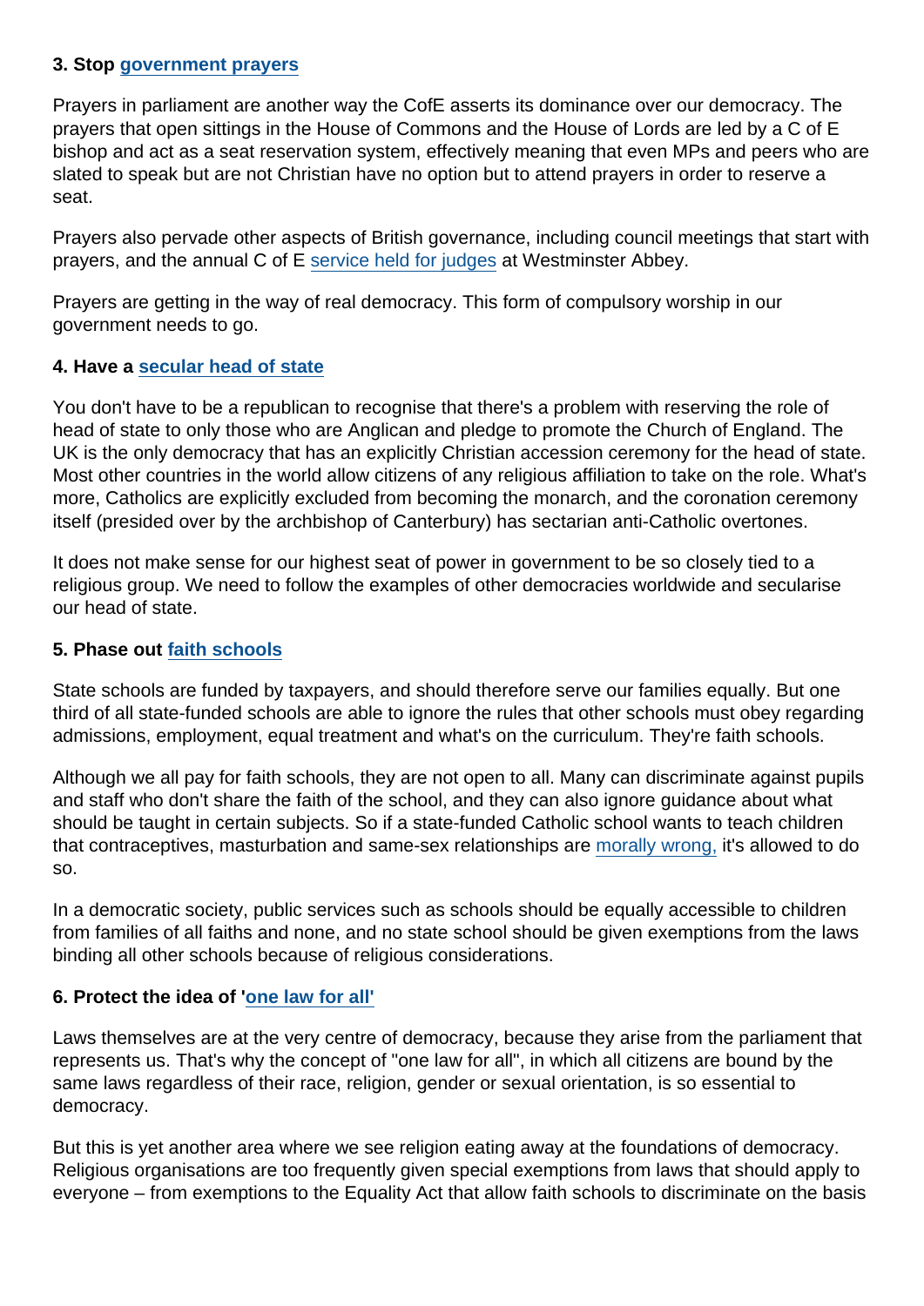**3. Stop government prayers**

Prayers in parliament are another way the CofE asserts its dominance over our democracy. The prayers that open sittings in the House of Commons and the House of Lords are led by a C of E bishop and act as a seat reservation system, effectively meaning that even MPs and peers who are slated to speak but are not Christian have no option but to attend prayers in order to reserve a seat.

Prayers also pervade other aspects of British governance, including council meetings that start with prayers, and the annual C of E service held for judges at Westminster Abbey.

Prayers are getting in the way of real democracy. This form of compulsory worship in our government needs to go.

**4. Have a secular head of state**

You don't have to be a republican to recognise that there's a problem with reserving the role of head of state to only those who are Anglican and pledge to promote the Church of England. The UK is the only democracy that has an explicitly Christian accession ceremony for the head of state. Most other countries in the world allow citizens of any religious affiliation to take on the role. What's more, Catholics are explicitly excluded from becoming the monarch, and the coronation ceremony itself (presided over by the archbishop of Canterbury) has sectarian anti-Catholic overtones.

It does not make sense for our highest seat of power in government to be so closely tied to a religious group. We need to follow the examples of other democracies worldwide and secularise our head of state.

**5. Phase out faith schools**

State schools are funded by taxpayers, and should therefore serve our families equally. But one third of all state-funded schools are able to ignore the rules that other schools must obey regarding admissions, employment, equal treatment and what's on the curriculum. They're faith schools.

Although we all pay for faith schools, they are not open to all. Many can discriminate against pupils and staff who don't share the faith of the school, and they can also ignore guidance about what should be taught in certain subjects. So if a state-funded Catholic school wants to teach children that contraceptives, masturbation and same-sex relationships are morally wrong, it's allowed to do so.

In a democratic society, public services such as schools should be equally accessible to children from families of all faiths and none, and no state school should be given exemptions from the laws binding all other schools because of religious considerations.

**6. Protect the idea of 'one law for all'**

Laws themselves are at the very centre of democracy, because they arise from the parliament that represents us. That's why the concept of "one law for all", in which all citizens are bound by the same laws regardless of their race, religion, gender or sexual orientation, is so essential to democracy.

But this is yet another area where we see religion eating away at the foundations of democracy. Religious organisations are too frequently given special exemptions from laws that should apply to everyone – from exemptions to the Equality Act that allow faith schools to discriminate on the basis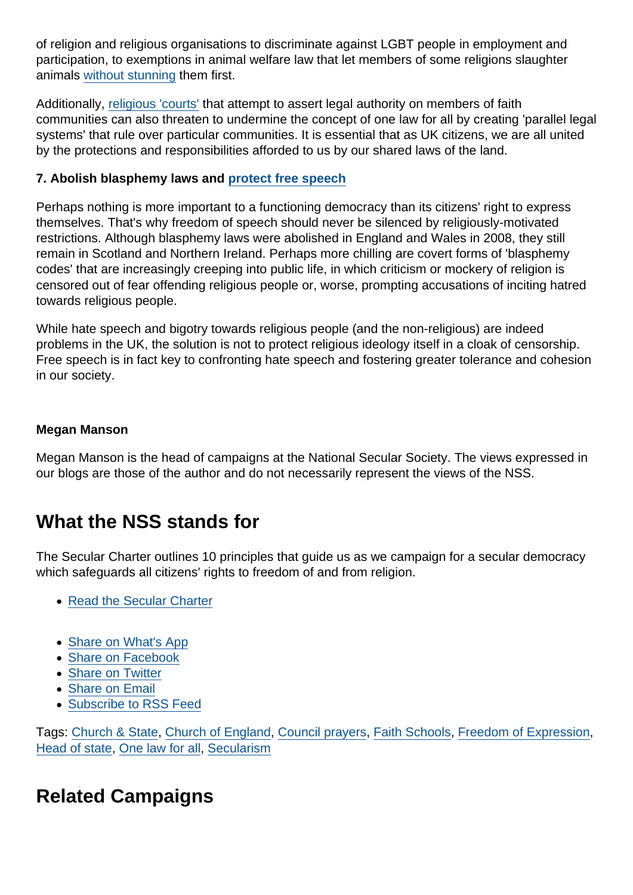of religion and religious organisations to discriminate against LGBT people in employment and participation, to exemptions in animal welfare law that let members of some religions slaughter animals without stunning them first.

Additionally, religious 'courts' that attempt to assert legal authority on members of faith communities can also threaten to undermine the concept of one law for all by creating 'parallel legal systems' that rule over particular communities. It is essential that as UK citizens, we are all united by the protections and responsibilities afforded to us by our shared laws of the land.

**7. Abolish blasphemy laws and protect free speech**

Perhaps nothing is more important to a functioning democracy than its citizens' right to express themselves. That's why freedom of speech should never be silenced by religiously-motivated restrictions. Although blasphemy laws were abolished in England and Wales in 2008, they still remain in Scotland and Northern Ireland. Perhaps more chilling are covert forms of 'blasphemy codes' that are increasingly creeping into public life, in which criticism or mockery of religion is censored out of fear offending religious people or, worse, prompting accusations of inciting hatred towards religious people.

While hate speech and bigotry towards religious people (and the non-religious) are indeed problems in the UK, the solution is not to protect religious ideology itself in a cloak of censorship. Free speech is in fact key to confronting hate speech and fostering greater tolerance and cohesion in our society.

**Megan Manson**

Megan Manson is the head of campaigns at the National Secular Society. The views expressed in our blogs are those of the author and do not necessarily represent the views of the NSS.

## What the NSS stands for

The Secular Charter outlines 10 principles that guide us as we campaign for a secular democracy which safeguards all citizens' rights to freedom of and from religion.

- Read the Secular Charter

- Share on What's App
- Share on Facebook
- Share on Twitter
- Share on Email
- Subscribe to RSS Feed

Tags: Church & State, Church of England, Council prayers, Faith Schools, Freedom of Expression, Head of state, One law for all, Secularism

## Related Campaigns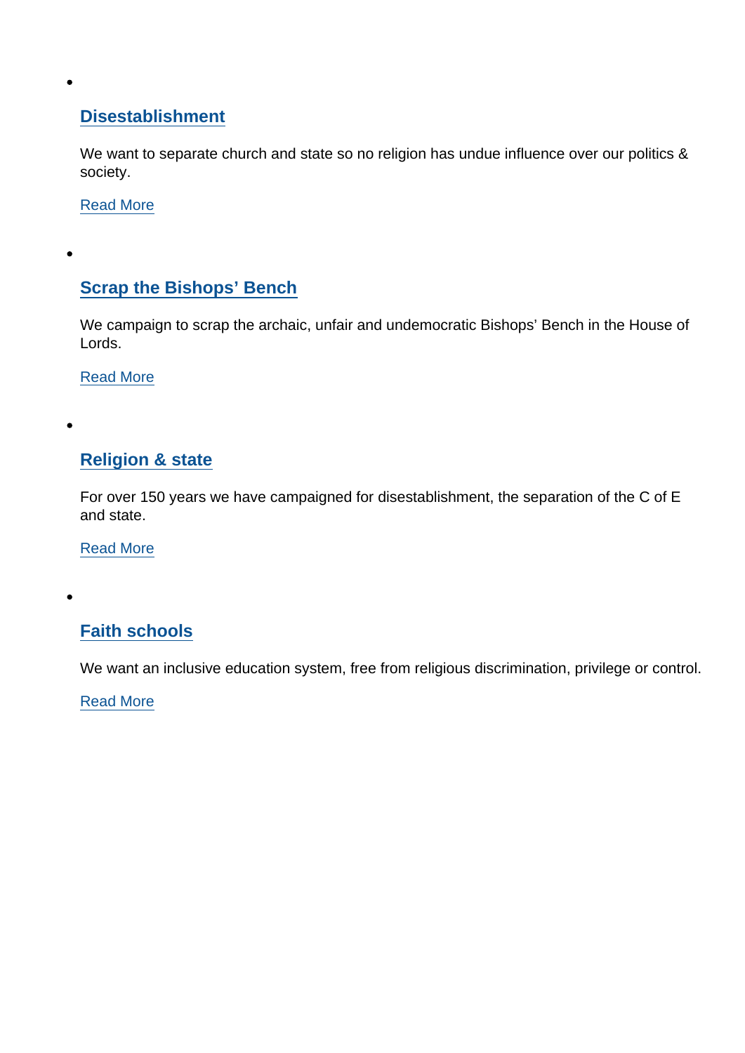- ### Disestablishment

  We want to separate church and state so no religion has undue influence over our politics & society.

  Read More

- ### Scrap the Bishops' Bench

  We campaign to scrap the archaic, unfair and undemocratic Bishops' Bench in the House of Lords.

  Read More

- ### Religion & state

  For over 150 years we have campaigned for disestablishment, the separation of the C of E and state.

  Read More

- ### Faith schools

  We want an inclusive education system, free from religious discrimination, privilege or control.

  Read More